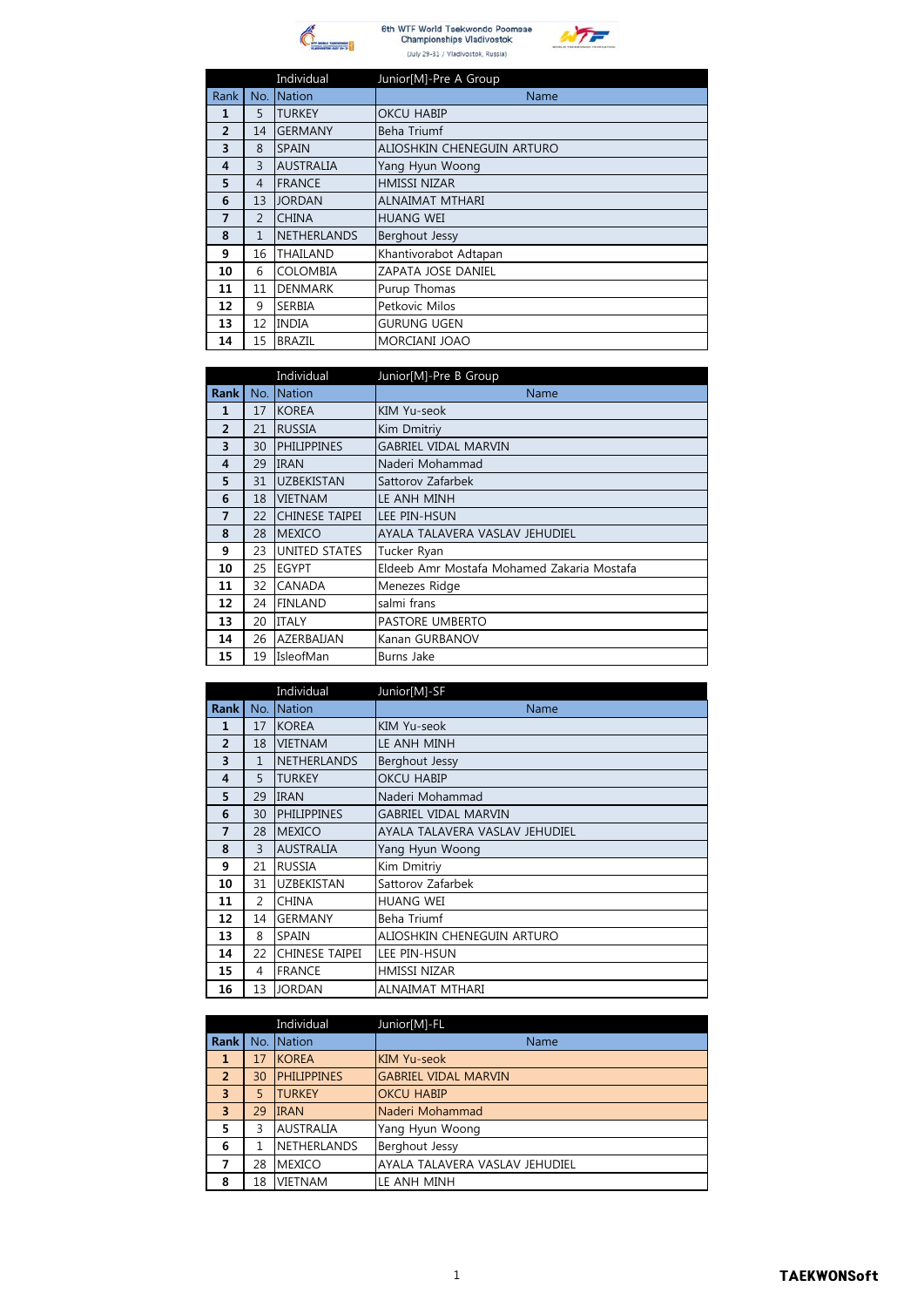6th WTF World Taekwondo Poomsae Championships Vladivostok
(July 29-31 / Vladivostok, Russia)

| | | Individual | Junior[M]-Pre A Group |
|---|---|---|---|
| Rank | No. | Nation | Name |
| 1 | 5 | TURKEY | OKCU HABIP |
| 2 | 14 | GERMANY | Beha Triumf |
| 3 | 8 | SPAIN | ALIOSHKIN CHENEGUIN ARTURO |
| 4 | 3 | AUSTRALIA | Yang Hyun Woong |
| 5 | 4 | FRANCE | HMISSI NIZAR |
| 6 | 13 | JORDAN | ALNAIMAT MTHARI |
| 7 | 2 | CHINA | HUANG WEI |
| 8 | 1 | NETHERLANDS | Berghout Jessy |
| 9 | 16 | THAILAND | Khantivorabot Adtapan |
| 10 | 6 | COLOMBIA | ZAPATA JOSE DANIEL |
| 11 | 11 | DENMARK | Purup Thomas |
| 12 | 9 | SERBIA | Petkovic Milos |
| 13 | 12 | INDIA | GURUNG UGEN |
| 14 | 15 | BRAZIL | MORCIANI JOAO |

| | | Individual | Junior[M]-Pre B Group |
|---|---|---|---|
| Rank | No. | Nation | Name |
| 1 | 17 | KOREA | KIM Yu-seok |
| 2 | 21 | RUSSIA | Kim Dmitriy |
| 3 | 30 | PHILIPPINES | GABRIEL VIDAL MARVIN |
| 4 | 29 | IRAN | Naderi Mohammad |
| 5 | 31 | UZBEKISTAN | Sattorov Zafarbek |
| 6 | 18 | VIETNAM | LE ANH MINH |
| 7 | 22 | CHINESE TAIPEI | LEE PIN-HSUN |
| 8 | 28 | MEXICO | AYALA TALAVERA VASLAV JEHUDIEL |
| 9 | 23 | UNITED STATES | Tucker Ryan |
| 10 | 25 | EGYPT | Eldeeb Amr Mostafa Mohamed Zakaria Mostafa |
| 11 | 32 | CANADA | Menezes Ridge |
| 12 | 24 | FINLAND | salmi frans |
| 13 | 20 | ITALY | PASTORE UMBERTO |
| 14 | 26 | AZERBAIJAN | Kanan GURBANOV |
| 15 | 19 | IsleofMan | Burns Jake |

| | | Individual | Junior[M]-SF |
|---|---|---|---|
| Rank | No. | Nation | Name |
| 1 | 17 | KOREA | KIM Yu-seok |
| 2 | 18 | VIETNAM | LE ANH MINH |
| 3 | 1 | NETHERLANDS | Berghout Jessy |
| 4 | 5 | TURKEY | OKCU HABIP |
| 5 | 29 | IRAN | Naderi Mohammad |
| 6 | 30 | PHILIPPINES | GABRIEL VIDAL MARVIN |
| 7 | 28 | MEXICO | AYALA TALAVERA VASLAV JEHUDIEL |
| 8 | 3 | AUSTRALIA | Yang Hyun Woong |
| 9 | 21 | RUSSIA | Kim Dmitriy |
| 10 | 31 | UZBEKISTAN | Sattorov Zafarbek |
| 11 | 2 | CHINA | HUANG WEI |
| 12 | 14 | GERMANY | Beha Triumf |
| 13 | 8 | SPAIN | ALIOSHKIN CHENEGUIN ARTURO |
| 14 | 22 | CHINESE TAIPEI | LEE PIN-HSUN |
| 15 | 4 | FRANCE | HMISSI NIZAR |
| 16 | 13 | JORDAN | ALNAIMAT MTHARI |

| | | Individual | Junior[M]-FL |
|---|---|---|---|
| Rank | No. | Nation | Name |
| 1 | 17 | KOREA | KIM Yu-seok |
| 2 | 30 | PHILIPPINES | GABRIEL VIDAL MARVIN |
| 3 | 5 | TURKEY | OKCU HABIP |
| 3 | 29 | IRAN | Naderi Mohammad |
| 5 | 3 | AUSTRALIA | Yang Hyun Woong |
| 6 | 1 | NETHERLANDS | Berghout Jessy |
| 7 | 28 | MEXICO | AYALA TALAVERA VASLAV JEHUDIEL |
| 8 | 18 | VIETNAM | LE ANH MINH |

TAEKWONSoft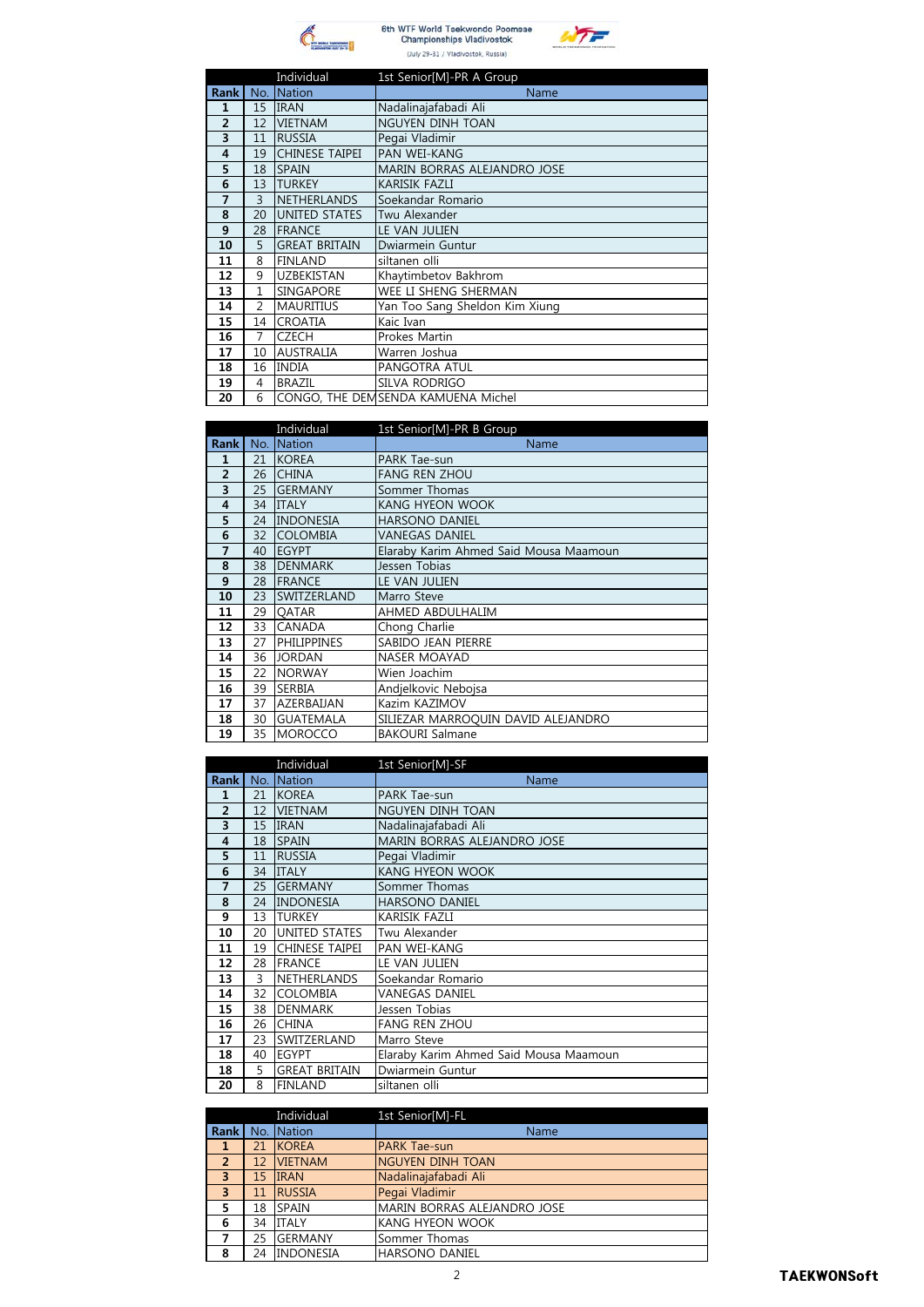6th WTF World Taekwondo Poomsae Championships Vladivostok
(July 29-31 / Vladivostok, Russia)

| | | Individual | 1st Senior[M]-PR A Group |
|---|---|---|---|
| Rank | No. | Nation | Name |
| 1 | 15 | IRAN | Nadalinajafabadi Ali |
| 2 | 12 | VIETNAM | NGUYEN DINH TOAN |
| 3 | 11 | RUSSIA | Pegai Vladimir |
| 4 | 19 | CHINESE TAIPEI | PAN WEI-KANG |
| 5 | 18 | SPAIN | MARIN BORRAS ALEJANDRO JOSE |
| 6 | 13 | TURKEY | KARISIK FAZLI |
| 7 | 3 | NETHERLANDS | Soekandar Romario |
| 8 | 20 | UNITED STATES | Twu Alexander |
| 9 | 28 | FRANCE | LE VAN JULIEN |
| 10 | 5 | GREAT BRITAIN | Dwiarmein Guntur |
| 11 | 8 | FINLAND | siltanen olli |
| 12 | 9 | UZBEKISTAN | Khaytimbetov Bakhrom |
| 13 | 1 | SINGAPORE | WEE LI SHENG SHERMAN |
| 14 | 2 | MAURITIUS | Yan Too Sang Sheldon Kim Xiung |
| 15 | 14 | CROATIA | Kaic Ivan |
| 16 | 7 | CZECH | Prokes Martin |
| 17 | 10 | AUSTRALIA | Warren Joshua |
| 18 | 16 | INDIA | PANGOTRA ATUL |
| 19 | 4 | BRAZIL | SILVA RODRIGO |
| 20 | 6 | CONGO, THE DEM | SENDA KAMUENA Michel |

| | | Individual | 1st Senior[M]-PR B Group |
|---|---|---|---|
| Rank | No. | Nation | Name |
| 1 | 21 | KOREA | PARK Tae-sun |
| 2 | 26 | CHINA | FANG REN ZHOU |
| 3 | 25 | GERMANY | Sommer Thomas |
| 4 | 34 | ITALY | KANG HYEON WOOK |
| 5 | 24 | INDONESIA | HARSONO DANIEL |
| 6 | 32 | COLOMBIA | VANEGAS DANIEL |
| 7 | 40 | EGYPT | Elaraby Karim Ahmed Said Mousa Maamoun |
| 8 | 38 | DENMARK | Jessen Tobias |
| 9 | 28 | FRANCE | LE VAN JULIEN |
| 10 | 23 | SWITZERLAND | Marro Steve |
| 11 | 29 | QATAR | AHMED ABDULHALIM |
| 12 | 33 | CANADA | Chong Charlie |
| 13 | 27 | PHILIPPINES | SABIDO JEAN PIERRE |
| 14 | 36 | JORDAN | NASER MOAYAD |
| 15 | 22 | NORWAY | Wien Joachim |
| 16 | 39 | SERBIA | Andjelkovic Nebojsa |
| 17 | 37 | AZERBAIJAN | Kazim KAZIMOV |
| 18 | 30 | GUATEMALA | SILIEZAR MARROQUIN DAVID ALEJANDRO |
| 19 | 35 | MOROCCO | BAKOURI Salmane |

| | | Individual | 1st Senior[M]-SF |
|---|---|---|---|
| Rank | No. | Nation | Name |
| 1 | 21 | KOREA | PARK Tae-sun |
| 2 | 12 | VIETNAM | NGUYEN DINH TOAN |
| 3 | 15 | IRAN | Nadalinajafabadi Ali |
| 4 | 18 | SPAIN | MARIN BORRAS ALEJANDRO JOSE |
| 5 | 11 | RUSSIA | Pegai Vladimir |
| 6 | 34 | ITALY | KANG HYEON WOOK |
| 7 | 25 | GERMANY | Sommer Thomas |
| 8 | 24 | INDONESIA | HARSONO DANIEL |
| 9 | 13 | TURKEY | KARISIK FAZLI |
| 10 | 20 | UNITED STATES | Twu Alexander |
| 11 | 19 | CHINESE TAIPEI | PAN WEI-KANG |
| 12 | 28 | FRANCE | LE VAN JULIEN |
| 13 | 3 | NETHERLANDS | Soekandar Romario |
| 14 | 32 | COLOMBIA | VANEGAS DANIEL |
| 15 | 38 | DENMARK | Jessen Tobias |
| 16 | 26 | CHINA | FANG REN ZHOU |
| 17 | 23 | SWITZERLAND | Marro Steve |
| 18 | 40 | EGYPT | Elaraby Karim Ahmed Said Mousa Maamoun |
| 18 | 5 | GREAT BRITAIN | Dwiarmein Guntur |
| 20 | 8 | FINLAND | siltanen olli |

| | | Individual | 1st Senior[M]-FL |
|---|---|---|---|
| Rank | No. | Nation | Name |
| 1 | 21 | KOREA | PARK Tae-sun |
| 2 | 12 | VIETNAM | NGUYEN DINH TOAN |
| 3 | 15 | IRAN | Nadalinajafabadi Ali |
| 3 | 11 | RUSSIA | Pegai Vladimir |
| 5 | 18 | SPAIN | MARIN BORRAS ALEJANDRO JOSE |
| 6 | 34 | ITALY | KANG HYEON WOOK |
| 7 | 25 | GERMANY | Sommer Thomas |
| 8 | 24 | INDONESIA | HARSONO DANIEL |

TAEKWONSoft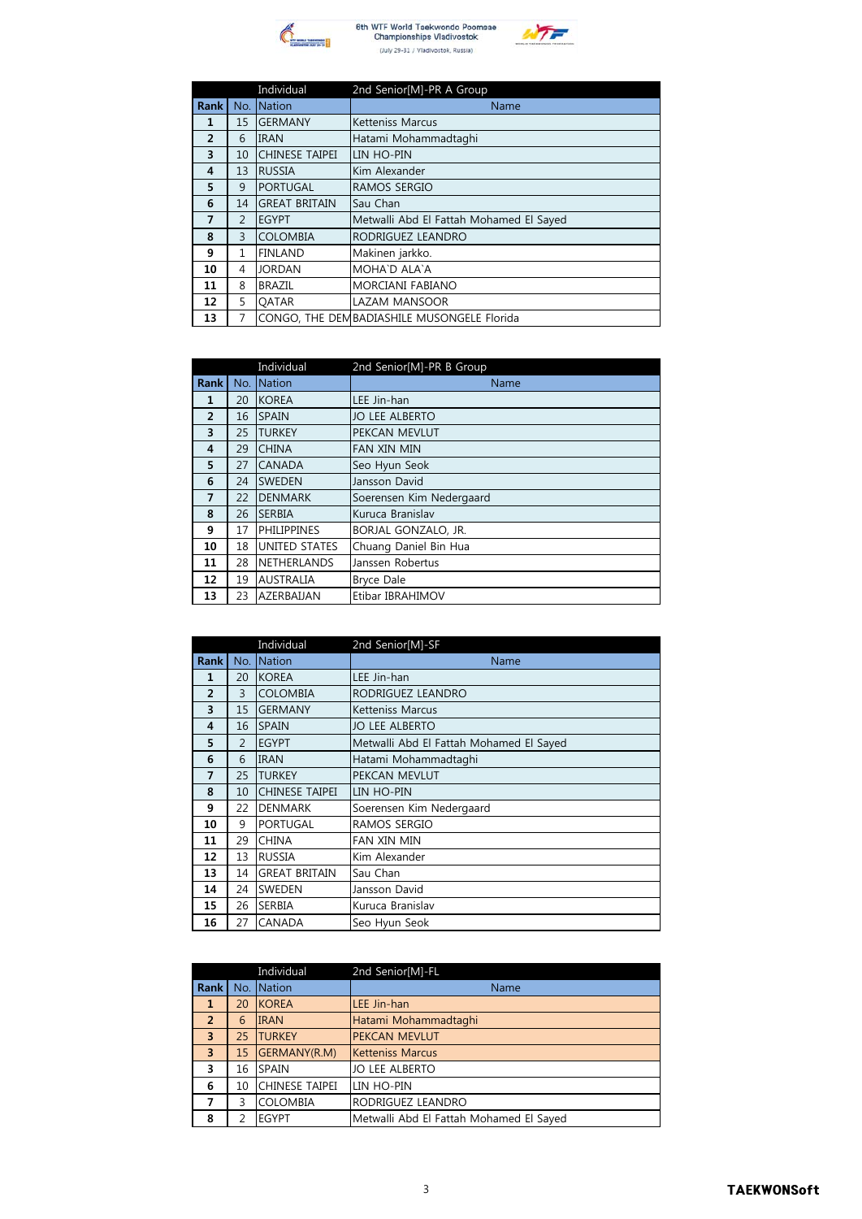6th WTF World Taekwondo Poomsae Championships Vladivostok

(July 29-31 / Vladivostok, Russia)

| | | Individual | 2nd Senior[M]-PR A Group |
|---|---|---|---|
| **Rank** | No. | Nation | Name |
| **1** | 15 | GERMANY | Ketteniss Marcus |
| **2** | 6 | IRAN | Hatami Mohammadtaghi |
| **3** | 10 | CHINESE TAIPEI | LIN HO-PIN |
| **4** | 13 | RUSSIA | Kim Alexander |
| **5** | 9 | PORTUGAL | RAMOS SERGIO |
| **6** | 14 | GREAT BRITAIN | Sau Chan |
| **7** | 2 | EGYPT | Metwalli Abd El Fattah Mohamed El Sayed |
| **8** | 3 | COLOMBIA | RODRIGUEZ LEANDRO |
| **9** | 1 | FINLAND | Makinen jarkko. |
| **10** | 4 | JORDAN | MOHA`D ALA`A |
| **11** | 8 | BRAZIL | MORCIANI FABIANO |
| **12** | 5 | QATAR | LAZAM MANSOOR |
| **13** | 7 | CONGO, THE DEM | BADIASHILE MUSONGELE Florida |

| | | Individual | 2nd Senior[M]-PR B Group |
|---|---|---|---|
| **Rank** | No. | Nation | Name |
| **1** | 20 | KOREA | LEE Jin-han |
| **2** | 16 | SPAIN | JO LEE ALBERTO |
| **3** | 25 | TURKEY | PEKCAN MEVLUT |
| **4** | 29 | CHINA | FAN XIN MIN |
| **5** | 27 | CANADA | Seo Hyun Seok |
| **6** | 24 | SWEDEN | Jansson David |
| **7** | 22 | DENMARK | Soerensen Kim Nedergaard |
| **8** | 26 | SERBIA | Kuruca Branislav |
| **9** | 17 | PHILIPPINES | BORJAL GONZALO, JR. |
| **10** | 18 | UNITED STATES | Chuang Daniel Bin Hua |
| **11** | 28 | NETHERLANDS | Janssen Robertus |
| **12** | 19 | AUSTRALIA | Bryce Dale |
| **13** | 23 | AZERBAIJAN | Etibar IBRAHIMOV |

| | | Individual | 2nd Senior[M]-SF |
|---|---|---|---|
| **Rank** | No. | Nation | Name |
| **1** | 20 | KOREA | LEE Jin-han |
| **2** | 3 | COLOMBIA | RODRIGUEZ LEANDRO |
| **3** | 15 | GERMANY | Ketteniss Marcus |
| **4** | 16 | SPAIN | JO LEE ALBERTO |
| **5** | 2 | EGYPT | Metwalli Abd El Fattah Mohamed El Sayed |
| **6** | 6 | IRAN | Hatami Mohammadtaghi |
| **7** | 25 | TURKEY | PEKCAN MEVLUT |
| **8** | 10 | CHINESE TAIPEI | LIN HO-PIN |
| **9** | 22 | DENMARK | Soerensen Kim Nedergaard |
| **10** | 9 | PORTUGAL | RAMOS SERGIO |
| **11** | 29 | CHINA | FAN XIN MIN |
| **12** | 13 | RUSSIA | Kim Alexander |
| **13** | 14 | GREAT BRITAIN | Sau Chan |
| **14** | 24 | SWEDEN | Jansson David |
| **15** | 26 | SERBIA | Kuruca Branislav |
| **16** | 27 | CANADA | Seo Hyun Seok |

| | | Individual | 2nd Senior[M]-FL |
|---|---|---|---|
| **Rank** | No. | Nation | Name |
| **1** | 20 | KOREA | LEE Jin-han |
| **2** | 6 | IRAN | Hatami Mohammadtaghi |
| **3** | 25 | TURKEY | PEKCAN MEVLUT |
| **3** | 15 | GERMANY(R.M) | Ketteniss Marcus |
| **3** | 16 | SPAIN | JO LEE ALBERTO |
| **6** | 10 | CHINESE TAIPEI | LIN HO-PIN |
| **7** | 3 | COLOMBIA | RODRIGUEZ LEANDRO |
| **8** | 2 | EGYPT | Metwalli Abd El Fattah Mohamed El Sayed |

**TAEKWONSoft**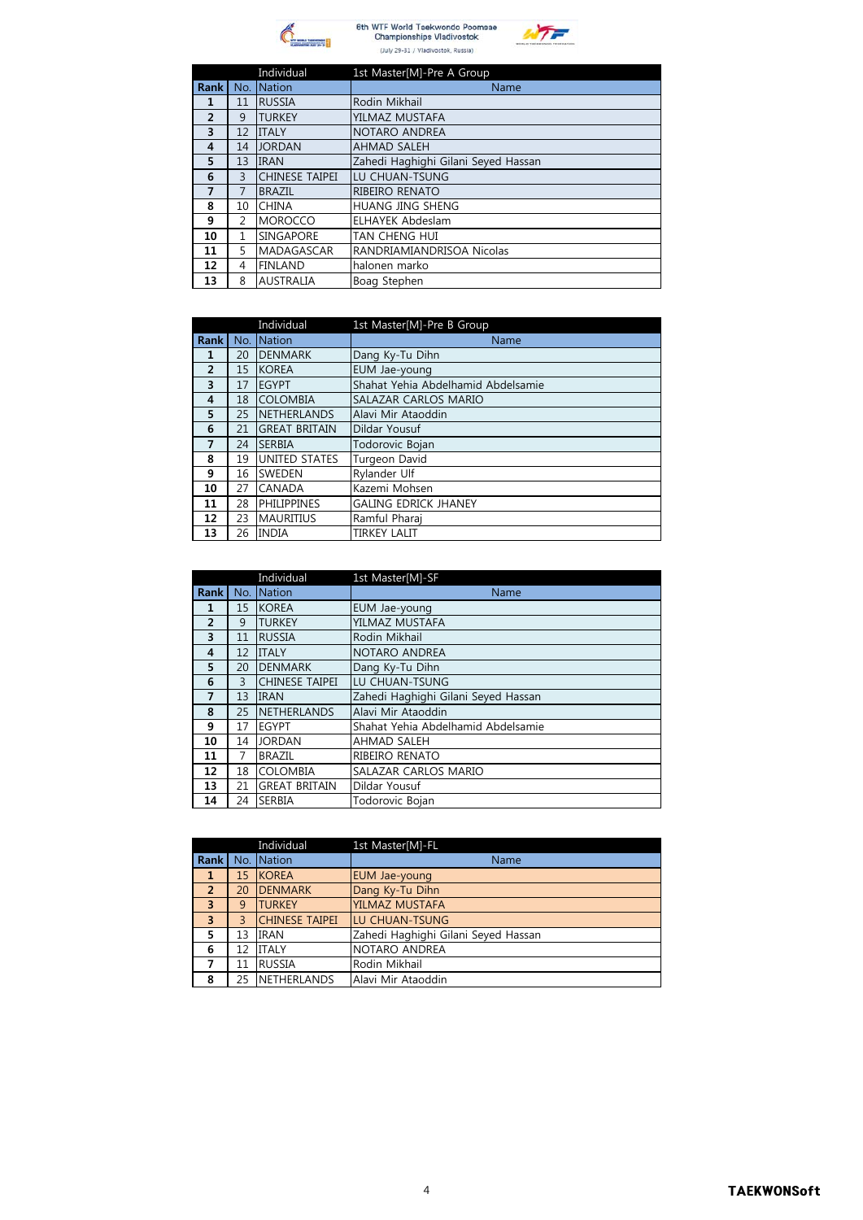6th WTF World Taekwondo Poomsae Championships Vladivostok (July 29-31 / Vladivostok, Russia)

| | | Individual | 1st Master[M]-Pre A Group |
|---|---|---|---|
| **Rank** | **No.** | **Nation** | **Name** |
| 1 | 11 | RUSSIA | Rodin Mikhail |
| 2 | 9 | TURKEY | YILMAZ MUSTAFA |
| 3 | 12 | ITALY | NOTARO ANDREA |
| 4 | 14 | JORDAN | AHMAD SALEH |
| 5 | 13 | IRAN | Zahedi Haghighi Gilani Seyed Hassan |
| 6 | 3 | CHINESE TAIPEI | LU CHUAN-TSUNG |
| 7 | 7 | BRAZIL | RIBEIRO RENATO |
| 8 | 10 | CHINA | HUANG JING SHENG |
| 9 | 2 | MOROCCO | ELHAYEK Abdeslam |
| 10 | 1 | SINGAPORE | TAN CHENG HUI |
| 11 | 5 | MADAGASCAR | RANDRIAMIANDRISOA Nicolas |
| 12 | 4 | FINLAND | halonen marko |
| 13 | 8 | AUSTRALIA | Boag Stephen |

| | | Individual | 1st Master[M]-Pre B Group |
|---|---|---|---|
| **Rank** | **No.** | **Nation** | **Name** |
| 1 | 20 | DENMARK | Dang Ky-Tu Dihn |
| 2 | 15 | KOREA | EUM Jae-young |
| 3 | 17 | EGYPT | Shahat Yehia Abdelhamid Abdelsamie |
| 4 | 18 | COLOMBIA | SALAZAR CARLOS MARIO |
| 5 | 25 | NETHERLANDS | Alavi Mir Ataoddin |
| 6 | 21 | GREAT BRITAIN | Dildar Yousuf |
| 7 | 24 | SERBIA | Todorovic Bojan |
| 8 | 19 | UNITED STATES | Turgeon David |
| 9 | 16 | SWEDEN | Rylander Ulf |
| 10 | 27 | CANADA | Kazemi Mohsen |
| 11 | 28 | PHILIPPINES | GALING EDRICK JHANEY |
| 12 | 23 | MAURITIUS | Ramful Pharaj |
| 13 | 26 | INDIA | TIRKEY LALIT |

| | | Individual | 1st Master[M]-SF |
|---|---|---|---|
| **Rank** | **No.** | **Nation** | **Name** |
| 1 | 15 | KOREA | EUM Jae-young |
| 2 | 9 | TURKEY | YILMAZ MUSTAFA |
| 3 | 11 | RUSSIA | Rodin Mikhail |
| 4 | 12 | ITALY | NOTARO ANDREA |
| 5 | 20 | DENMARK | Dang Ky-Tu Dihn |
| 6 | 3 | CHINESE TAIPEI | LU CHUAN-TSUNG |
| 7 | 13 | IRAN | Zahedi Haghighi Gilani Seyed Hassan |
| 8 | 25 | NETHERLANDS | Alavi Mir Ataoddin |
| 9 | 17 | EGYPT | Shahat Yehia Abdelhamid Abdelsamie |
| 10 | 14 | JORDAN | AHMAD SALEH |
| 11 | 7 | BRAZIL | RIBEIRO RENATO |
| 12 | 18 | COLOMBIA | SALAZAR CARLOS MARIO |
| 13 | 21 | GREAT BRITAIN | Dildar Yousuf |
| 14 | 24 | SERBIA | Todorovic Bojan |

| | | Individual | 1st Master[M]-FL |
|---|---|---|---|
| **Rank** | **No.** | **Nation** | **Name** |
| 1 | 15 | KOREA | EUM Jae-young |
| 2 | 20 | DENMARK | Dang Ky-Tu Dihn |
| 3 | 9 | TURKEY | YILMAZ MUSTAFA |
| 3 | 3 | CHINESE TAIPEI | LU CHUAN-TSUNG |
| 5 | 13 | IRAN | Zahedi Haghighi Gilani Seyed Hassan |
| 6 | 12 | ITALY | NOTARO ANDREA |
| 7 | 11 | RUSSIA | Rodin Mikhail |
| 8 | 25 | NETHERLANDS | Alavi Mir Ataoddin |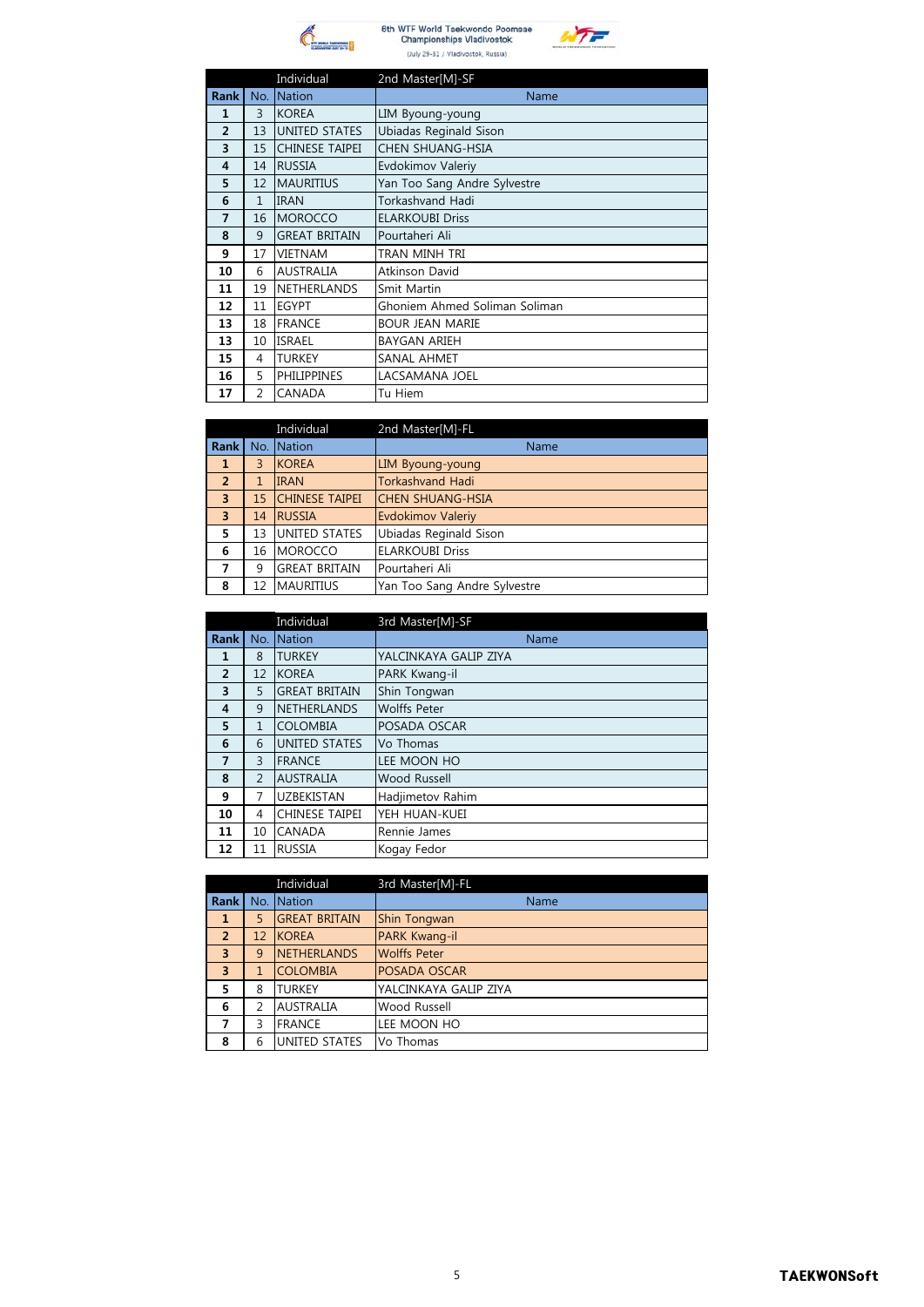| Individual | | | 2nd Master[M]-SF |
|---|---|---|---|
| **Rank** | No. | Nation | Name |
| **1** | 3 | KOREA | LIM Byoung-young |
| **2** | 13 | UNITED STATES | Ubiadas Reginald Sison |
| **3** | 15 | CHINESE TAIPEI | CHEN SHUANG-HSIA |
| **4** | 14 | RUSSIA | Evdokimov Valeriy |
| **5** | 12 | MAURITIUS | Yan Too Sang Andre Sylvestre |
| **6** | 1 | IRAN | Torkashvand Hadi |
| **7** | 16 | MOROCCO | ELARKOUBI Driss |
| **8** | 9 | GREAT BRITAIN | Pourtaheri Ali |
| **9** | 17 | VIETNAM | TRAN MINH TRI |
| **10** | 6 | AUSTRALIA | Atkinson David |
| **11** | 19 | NETHERLANDS | Smit Martin |
| **12** | 11 | EGYPT | Ghoniem Ahmed Soliman Soliman |
| **13** | 18 | FRANCE | BOUR JEAN MARIE |
| **13** | 10 | ISRAEL | BAYGAN ARIEH |
| **15** | 4 | TURKEY | SANAL AHMET |
| **16** | 5 | PHILIPPINES | LACSAMANA JOEL |
| **17** | 2 | CANADA | Tu Hiem |

| Individual | | | 2nd Master[M]-FL |
|---|---|---|---|
| **Rank** | No. | Nation | Name |
| **1** | 3 | KOREA | LIM Byoung-young |
| **2** | 1 | IRAN | Torkashvand Hadi |
| **3** | 15 | CHINESE TAIPEI | CHEN SHUANG-HSIA |
| **3** | 14 | RUSSIA | Evdokimov Valeriy |
| **5** | 13 | UNITED STATES | Ubiadas Reginald Sison |
| **6** | 16 | MOROCCO | ELARKOUBI Driss |
| **7** | 9 | GREAT BRITAIN | Pourtaheri Ali |
| **8** | 12 | MAURITIUS | Yan Too Sang Andre Sylvestre |

| Individual | | | 3rd Master[M]-SF |
|---|---|---|---|
| **Rank** | No. | Nation | Name |
| **1** | 8 | TURKEY | YALCINKAYA GALIP ZIYA |
| **2** | 12 | KOREA | PARK Kwang-il |
| **3** | 5 | GREAT BRITAIN | Shin Tongwan |
| **4** | 9 | NETHERLANDS | Wolffs Peter |
| **5** | 1 | COLOMBIA | POSADA OSCAR |
| **6** | 6 | UNITED STATES | Vo Thomas |
| **7** | 3 | FRANCE | LEE MOON HO |
| **8** | 2 | AUSTRALIA | Wood Russell |
| **9** | 7 | UZBEKISTAN | Hadjimetov Rahim |
| **10** | 4 | CHINESE TAIPEI | YEH HUAN-KUEI |
| **11** | 10 | CANADA | Rennie James |
| **12** | 11 | RUSSIA | Kogay Fedor |

| Individual | | | 3rd Master[M]-FL |
|---|---|---|---|
| **Rank** | No. | Nation | Name |
| **1** | 5 | GREAT BRITAIN | Shin Tongwan |
| **2** | 12 | KOREA | PARK Kwang-il |
| **3** | 9 | NETHERLANDS | Wolffs Peter |
| **3** | 1 | COLOMBIA | POSADA OSCAR |
| **5** | 8 | TURKEY | YALCINKAYA GALIP ZIYA |
| **6** | 2 | AUSTRALIA | Wood Russell |
| **7** | 3 | FRANCE | LEE MOON HO |
| **8** | 6 | UNITED STATES | Vo Thomas |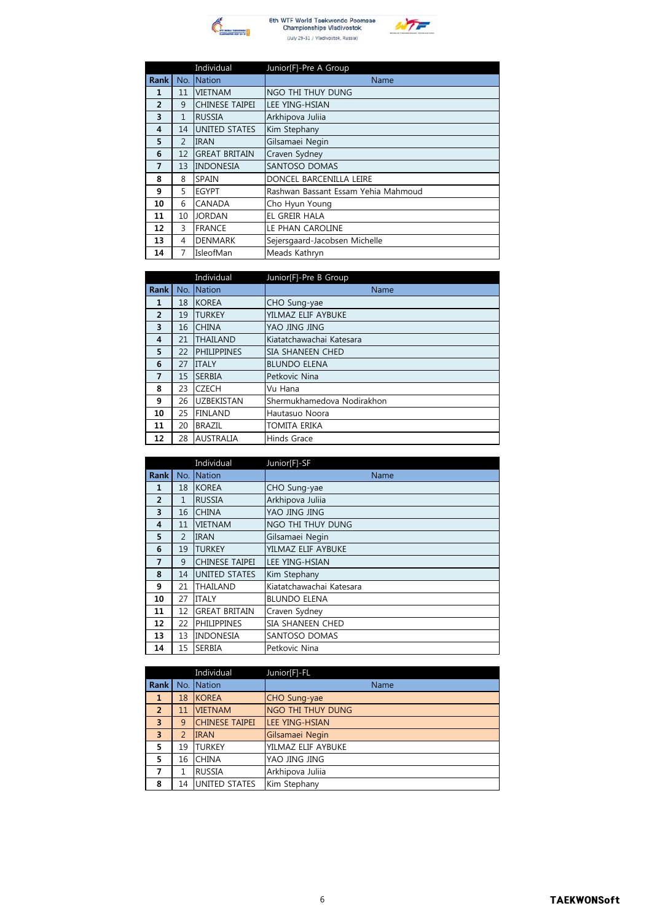| | | Individual | Junior[F]-Pre A Group |
|---|---|---|---|
| **Rank** | No. | Nation | Name |
| **1** | 11 | VIETNAM | NGO THI THUY DUNG |
| **2** | 9 | CHINESE TAIPEI | LEE YING-HSIAN |
| **3** | 1 | RUSSIA | Arkhipova Juliia |
| **4** | 14 | UNITED STATES | Kim Stephany |
| **5** | 2 | IRAN | Gilsamaei Negin |
| **6** | 12 | GREAT BRITAIN | Craven Sydney |
| **7** | 13 | INDONESIA | SANTOSO DOMAS |
| **8** | 8 | SPAIN | DONCEL BARCENILLA LEIRE |
| **9** | 5 | EGYPT | Rashwan Bassant Essam Yehia Mahmoud |
| **10** | 6 | CANADA | Cho Hyun Young |
| **11** | 10 | JORDAN | EL GREIR HALA |
| **12** | 3 | FRANCE | LE PHAN CAROLINE |
| **13** | 4 | DENMARK | Sejersgaard-Jacobsen Michelle |
| **14** | 7 | IsleofMan | Meads Kathryn |

| | | Individual | Junior[F]-Pre B Group |
|---|---|---|---|
| **Rank** | No. | Nation | Name |
| **1** | 18 | KOREA | CHO Sung-yae |
| **2** | 19 | TURKEY | YILMAZ ELIF AYBUKE |
| **3** | 16 | CHINA | YAO JING JING |
| **4** | 21 | THAILAND | Kiatatchawachai Katesara |
| **5** | 22 | PHILIPPINES | SIA SHANEEN CHED |
| **6** | 27 | ITALY | BLUNDO ELENA |
| **7** | 15 | SERBIA | Petkovic Nina |
| **8** | 23 | CZECH | Vu Hana |
| **9** | 26 | UZBEKISTAN | Shermukhamedova Nodirakhon |
| **10** | 25 | FINLAND | Hautasuo Noora |
| **11** | 20 | BRAZIL | TOMITA ERIKA |
| **12** | 28 | AUSTRALIA | Hinds Grace |

| | | Individual | Junior[F]-SF |
|---|---|---|---|
| **Rank** | No. | Nation | Name |
| **1** | 18 | KOREA | CHO Sung-yae |
| **2** | 1 | RUSSIA | Arkhipova Juliia |
| **3** | 16 | CHINA | YAO JING JING |
| **4** | 11 | VIETNAM | NGO THI THUY DUNG |
| **5** | 2 | IRAN | Gilsamaei Negin |
| **6** | 19 | TURKEY | YILMAZ ELIF AYBUKE |
| **7** | 9 | CHINESE TAIPEI | LEE YING-HSIAN |
| **8** | 14 | UNITED STATES | Kim Stephany |
| **9** | 21 | THAILAND | Kiatatchawachai Katesara |
| **10** | 27 | ITALY | BLUNDO ELENA |
| **11** | 12 | GREAT BRITAIN | Craven Sydney |
| **12** | 22 | PHILIPPINES | SIA SHANEEN CHED |
| **13** | 13 | INDONESIA | SANTOSO DOMAS |
| **14** | 15 | SERBIA | Petkovic Nina |

| | | Individual | Junior[F]-FL |
|---|---|---|---|
| **Rank** | No. | Nation | Name |
| **1** | 18 | KOREA | CHO Sung-yae |
| **2** | 11 | VIETNAM | NGO THI THUY DUNG |
| **3** | 9 | CHINESE TAIPEI | LEE YING-HSIAN |
| **3** | 2 | IRAN | Gilsamaei Negin |
| **5** | 19 | TURKEY | YILMAZ ELIF AYBUKE |
| **5** | 16 | CHINA | YAO JING JING |
| **7** | 1 | RUSSIA | Arkhipova Juliia |
| **8** | 14 | UNITED STATES | Kim Stephany |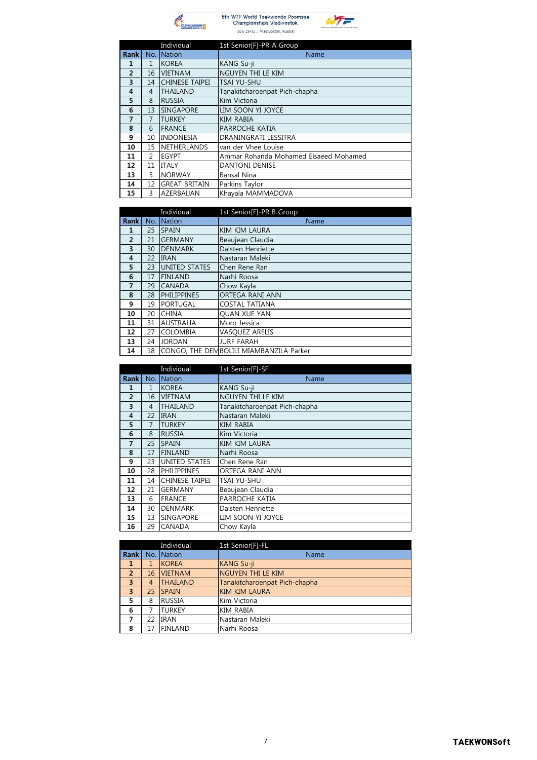6th WTF World Taekwondo Poomsae Championships Vladivostok

(July 29-31 / Vladivostok, Russia)

| Rank | No. | Individual<br>Nation | 1st Senior[F]-PR A Group<br>Name |
|---|---|---|---|
| 1 | 1 | KOREA | KANG Su-ji |
| 2 | 16 | VIETNAM | NGUYEN THI LE KIM |
| 3 | 14 | CHINESE TAIPEI | TSAI YU-SHU |
| 4 | 4 | THAILAND | Tanakitcharoenpat Pich-chapha |
| 5 | 8 | RUSSIA | Kim Victoria |
| 6 | 13 | SINGAPORE | LIM SOON YI JOYCE |
| 7 | 7 | TURKEY | KIM RABIA |
| 8 | 6 | FRANCE | PARROCHE KATIA |
| 9 | 10 | INDONESIA | DRANINGRATI LESSITRA |
| 10 | 15 | NETHERLANDS | van der Vhee Louise |
| 11 | 2 | EGYPT | Ammar Rohanda Mohamed Elsaeed Mohamed |
| 12 | 11 | ITALY | DANTONI DENISE |
| 13 | 5 | NORWAY | Bansal Nina |
| 14 | 12 | GREAT BRITAIN | Parkins Taylor |
| 15 | 3 | AZERBAIJAN | Khayala MAMMADOVA |

| Rank | No. | Individual<br>Nation | 1st Senior[F]-PR B Group<br>Name |
|---|---|---|---|
| 1 | 25 | SPAIN | KIM KIM LAURA |
| 2 | 21 | GERMANY | Beaujean Claudia |
| 3 | 30 | DENMARK | Dalsten Henriette |
| 4 | 22 | IRAN | Nastaran Maleki |
| 5 | 23 | UNITED STATES | Chen Rene Ran |
| 6 | 17 | FINLAND | Narhi Roosa |
| 7 | 29 | CANADA | Chow Kayla |
| 8 | 28 | PHILIPPINES | ORTEGA RANI ANN |
| 9 | 19 | PORTUGAL | COSTAL TATIANA |
| 10 | 20 | CHINA | QUAN XUE YAN |
| 11 | 31 | AUSTRALIA | Moro Jessica |
| 12 | 27 | COLOMBIA | VASQUEZ ARELIS |
| 13 | 24 | JORDAN | JURF FARAH |
| 14 | 18 | CONGO, THE DEM | BOLILI MIAMBANZILA Parker |

| Rank | No. | Individual<br>Nation | 1st Senior[F]-SF<br>Name |
|---|---|---|---|
| 1 | 1 | KOREA | KANG Su-ji |
| 2 | 16 | VIETNAM | NGUYEN THI LE KIM |
| 3 | 4 | THAILAND | Tanakitcharoenpat Pich-chapha |
| 4 | 22 | IRAN | Nastaran Maleki |
| 5 | 7 | TURKEY | KIM RABIA |
| 6 | 8 | RUSSIA | Kim Victoria |
| 7 | 25 | SPAIN | KIM KIM LAURA |
| 8 | 17 | FINLAND | Narhi Roosa |
| 9 | 23 | UNITED STATES | Chen Rene Ran |
| 10 | 28 | PHILIPPINES | ORTEGA RANI ANN |
| 11 | 14 | CHINESE TAIPEI | TSAI YU-SHU |
| 12 | 21 | GERMANY | Beaujean Claudia |
| 13 | 6 | FRANCE | PARROCHE KATIA |
| 14 | 30 | DENMARK | Dalsten Henriette |
| 15 | 13 | SINGAPORE | LIM SOON YI JOYCE |
| 16 | 29 | CANADA | Chow Kayla |

| Rank | No. | Individual<br>Nation | 1st Senior[F]-FL<br>Name |
|---|---|---|---|
| 1 | 1 | KOREA | KANG Su-ji |
| 2 | 16 | VIETNAM | NGUYEN THI LE KIM |
| 3 | 4 | THAILAND | Tanakitcharoenpat Pich-chapha |
| 3 | 25 | SPAIN | KIM KIM LAURA |
| 5 | 8 | RUSSIA | Kim Victoria |
| 6 | 7 | TURKEY | KIM RABIA |
| 7 | 22 | IRAN | Nastaran Maleki |
| 8 | 17 | FINLAND | Narhi Roosa |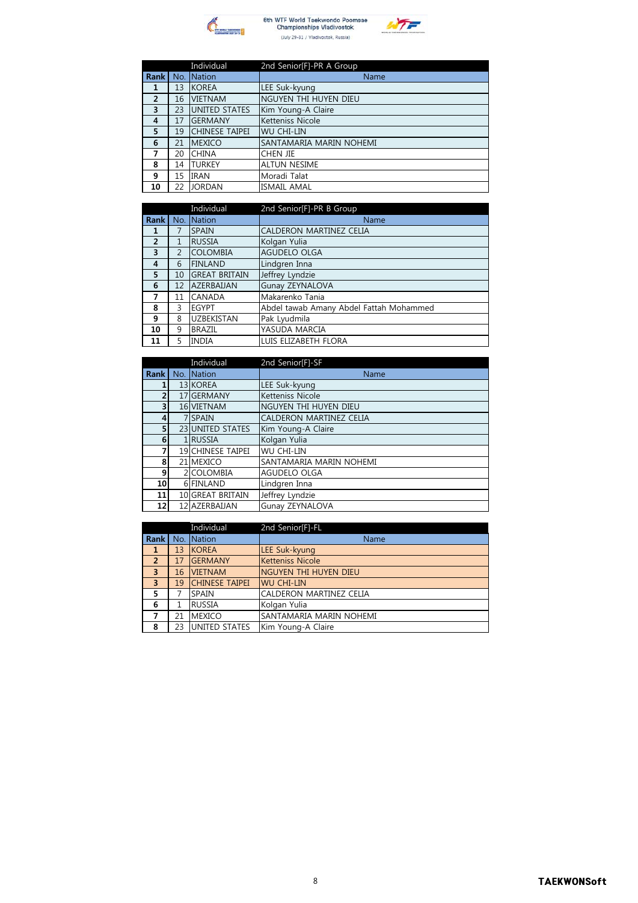| | | Individual | 2nd Senior[F]-PR A Group |
|---|---|---|---|
| Rank | No. | Nation | Name |
| 1 | 13 | KOREA | LEE Suk-kyung |
| 2 | 16 | VIETNAM | NGUYEN THI HUYEN DIEU |
| 3 | 23 | UNITED STATES | Kim Young-A Claire |
| 4 | 17 | GERMANY | Ketteniss Nicole |
| 5 | 19 | CHINESE TAIPEI | WU CHI-LIN |
| 6 | 21 | MEXICO | SANTAMARIA MARIN NOHEMI |
| 7 | 20 | CHINA | CHEN JIE |
| 8 | 14 | TURKEY | ALTUN NESIME |
| 9 | 15 | IRAN | Moradi Talat |
| 10 | 22 | JORDAN | ISMAIL AMAL |

| | | Individual | 2nd Senior[F]-PR B Group |
|---|---|---|---|
| Rank | No. | Nation | Name |
| 1 | 7 | SPAIN | CALDERON MARTINEZ CELIA |
| 2 | 1 | RUSSIA | Kolgan Yulia |
| 3 | 2 | COLOMBIA | AGUDELO OLGA |
| 4 | 6 | FINLAND | Lindgren Inna |
| 5 | 10 | GREAT BRITAIN | Jeffrey Lyndzie |
| 6 | 12 | AZERBAIJAN | Gunay ZEYNALOVA |
| 7 | 11 | CANADA | Makarenko Tania |
| 8 | 3 | EGYPT | Abdel tawab Amany Abdel Fattah Mohammed |
| 9 | 8 | UZBEKISTAN | Pak Lyudmila |
| 10 | 9 | BRAZIL | YASUDA MARCIA |
| 11 | 5 | INDIA | LUIS ELIZABETH FLORA |

| | | Individual | 2nd Senior[F]-SF |
|---|---|---|---|
| Rank | No. | Nation | Name |
| 1 | 13 | KOREA | LEE Suk-kyung |
| 2 | 17 | GERMANY | Ketteniss Nicole |
| 3 | 16 | VIETNAM | NGUYEN THI HUYEN DIEU |
| 4 | 7 | SPAIN | CALDERON MARTINEZ CELIA |
| 5 | 23 | UNITED STATES | Kim Young-A Claire |
| 6 | 1 | RUSSIA | Kolgan Yulia |
| 7 | 19 | CHINESE TAIPEI | WU CHI-LIN |
| 8 | 21 | MEXICO | SANTAMARIA MARIN NOHEMI |
| 9 | 2 | COLOMBIA | AGUDELO OLGA |
| 10 | 6 | FINLAND | Lindgren Inna |
| 11 | 10 | GREAT BRITAIN | Jeffrey Lyndzie |
| 12 | 12 | AZERBAIJAN | Gunay ZEYNALOVA |

| | | Individual | 2nd Senior[F]-FL |
|---|---|---|---|
| Rank | No. | Nation | Name |
| 1 | 13 | KOREA | LEE Suk-kyung |
| 2 | 17 | GERMANY | Ketteniss Nicole |
| 3 | 16 | VIETNAM | NGUYEN THI HUYEN DIEU |
| 3 | 19 | CHINESE TAIPEI | WU CHI-LIN |
| 5 | 7 | SPAIN | CALDERON MARTINEZ CELIA |
| 6 | 1 | RUSSIA | Kolgan Yulia |
| 7 | 21 | MEXICO | SANTAMARIA MARIN NOHEMI |
| 8 | 23 | UNITED STATES | Kim Young-A Claire |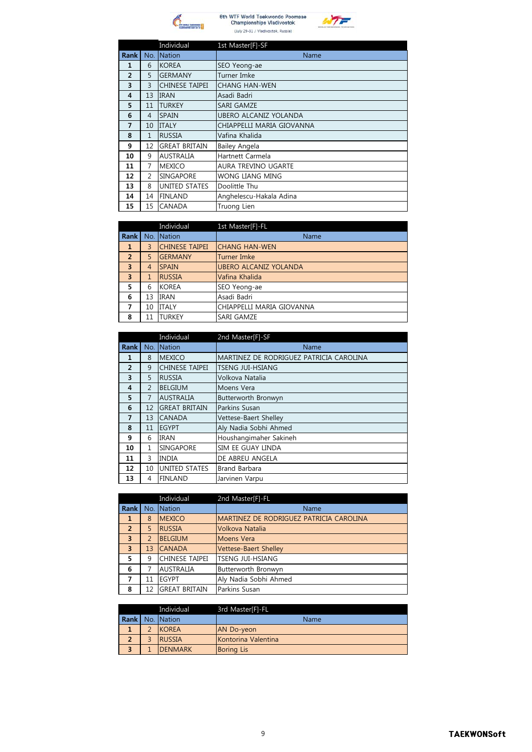| | | Individual | 1st Master[F]-SF |
|---|---|---|---|
| **Rank** | No. | Nation | Name |
| **1** | 6 | KOREA | SEO Yeong-ae |
| **2** | 5 | GERMANY | Turner Imke |
| **3** | 3 | CHINESE TAIPEI | CHANG HAN-WEN |
| **4** | 13 | IRAN | Asadi Badri |
| **5** | 11 | TURKEY | SARI GAMZE |
| **6** | 4 | SPAIN | UBERO ALCANIZ YOLANDA |
| **7** | 10 | ITALY | CHIAPPELLI MARIA GIOVANNA |
| **8** | 1 | RUSSIA | Vafina Khalida |
| **9** | 12 | GREAT BRITAIN | Bailey Angela |
| **10** | 9 | AUSTRALIA | Hartnett Carmela |
| **11** | 7 | MEXICO | AURA TREVINO UGARTE |
| **12** | 2 | SINGAPORE | WONG LIANG MING |
| **13** | 8 | UNITED STATES | Doolittle Thu |
| **14** | 14 | FINLAND | Anghelescu-Hakala Adina |
| **15** | 15 | CANADA | Truong Lien |

| | | Individual | 1st Master[F]-FL |
|---|---|---|---|
| **Rank** | No. | Nation | Name |
| **1** | 3 | CHINESE TAIPEI | CHANG HAN-WEN |
| **2** | 5 | GERMANY | Turner Imke |
| **3** | 4 | SPAIN | UBERO ALCANIZ YOLANDA |
| **3** | 1 | RUSSIA | Vafina Khalida |
| **5** | 6 | KOREA | SEO Yeong-ae |
| **6** | 13 | IRAN | Asadi Badri |
| **7** | 10 | ITALY | CHIAPPELLI MARIA GIOVANNA |
| **8** | 11 | TURKEY | SARI GAMZE |

| | | Individual | 2nd Master[F]-SF |
|---|---|---|---|
| **Rank** | No. | Nation | Name |
| **1** | 8 | MEXICO | MARTINEZ DE RODRIGUEZ PATRICIA CAROLINA |
| **2** | 9 | CHINESE TAIPEI | TSENG JUI-HSIANG |
| **3** | 5 | RUSSIA | Volkova Natalia |
| **4** | 2 | BELGIUM | Moens Vera |
| **5** | 7 | AUSTRALIA | Butterworth Bronwyn |
| **6** | 12 | GREAT BRITAIN | Parkins Susan |
| **7** | 13 | CANADA | Vettese-Baert Shelley |
| **8** | 11 | EGYPT | Aly Nadia Sobhi Ahmed |
| **9** | 6 | IRAN | Houshangimaher Sakineh |
| **10** | 1 | SINGAPORE | SIM EE GUAY LINDA |
| **11** | 3 | INDIA | DE ABREU ANGELA |
| **12** | 10 | UNITED STATES | Brand Barbara |
| **13** | 4 | FINLAND | Jarvinen Varpu |

| | | Individual | 2nd Master[F]-FL |
|---|---|---|---|
| **Rank** | No. | Nation | Name |
| **1** | 8 | MEXICO | MARTINEZ DE RODRIGUEZ PATRICIA CAROLINA |
| **2** | 5 | RUSSIA | Volkova Natalia |
| **3** | 2 | BELGIUM | Moens Vera |
| **3** | 13 | CANADA | Vettese-Baert Shelley |
| **5** | 9 | CHINESE TAIPEI | TSENG JUI-HSIANG |
| **6** | 7 | AUSTRALIA | Butterworth Bronwyn |
| **7** | 11 | EGYPT | Aly Nadia Sobhi Ahmed |
| **8** | 12 | GREAT BRITAIN | Parkins Susan |

| | | Individual | 3rd Master[F]-FL |
|---|---|---|---|
| **Rank** | No. | Nation | Name |
| **1** | 2 | KOREA | AN Do-yeon |
| **2** | 3 | RUSSIA | Kontorina Valentina |
| **3** | 1 | DENMARK | Boring Lis |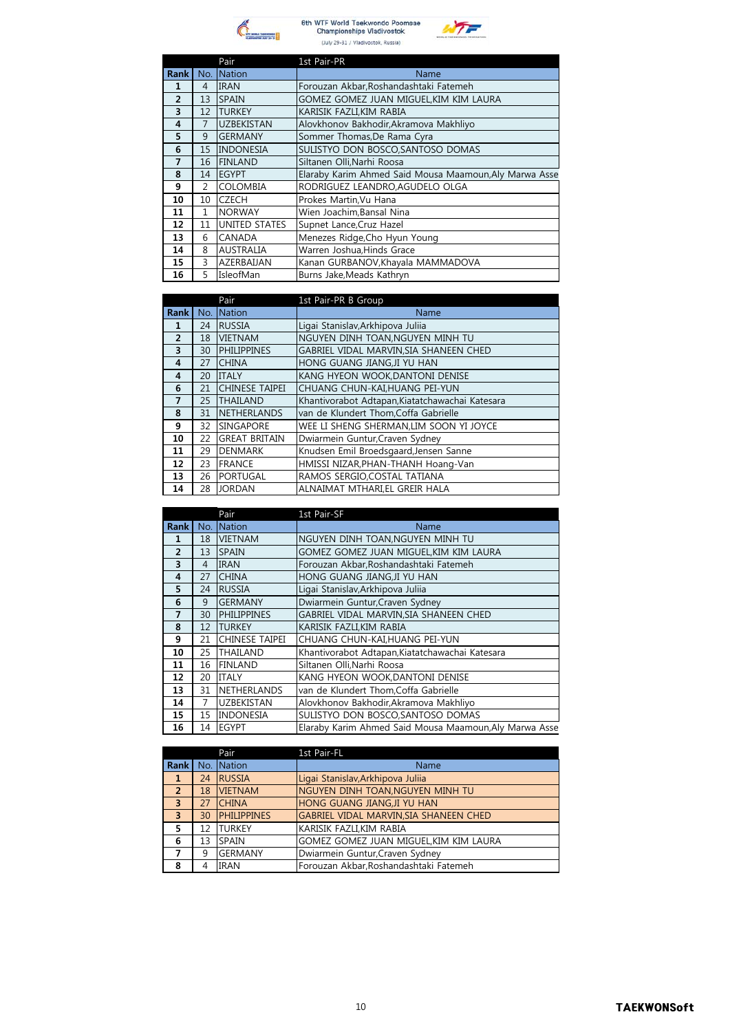6th WTF World Taekwondo Poomsae Championships Vladivostok

(July 29-31 / Vladivostok, Russia)

| Rank | No. | Pair<br>Nation | 1st Pair-PR<br>Name |
|---|---|---|---|
| 1 | 4 | IRAN | Forouzan Akbar,Roshandashtaki Fatemeh |
| 2 | 13 | SPAIN | GOMEZ GOMEZ JUAN MIGUEL,KIM KIM LAURA |
| 3 | 12 | TURKEY | KARISIK FAZLI,KIM RABIA |
| 4 | 7 | UZBEKISTAN | Alovkhonov Bakhodir,Akramova Makhliyo |
| 5 | 9 | GERMANY | Sommer Thomas,De Rama Cyra |
| 6 | 15 | INDONESIA | SULISTYO DON BOSCO,SANTOSO DOMAS |
| 7 | 16 | FINLAND | Siltanen Olli,Narhi Roosa |
| 8 | 14 | EGYPT | Elaraby Karim Ahmed Said Mousa Maamoun,Aly Marwa Asse |
| 9 | 2 | COLOMBIA | RODRIGUEZ LEANDRO,AGUDELO OLGA |
| 10 | 10 | CZECH | Prokes Martin,Vu Hana |
| 11 | 1 | NORWAY | Wien Joachim,Bansal Nina |
| 12 | 11 | UNITED STATES | Supnet Lance,Cruz Hazel |
| 13 | 6 | CANADA | Menezes Ridge,Cho Hyun Young |
| 14 | 8 | AUSTRALIA | Warren Joshua,Hinds Grace |
| 15 | 3 | AZERBAIJAN | Kanan GURBANOV,Khayala MAMMADOVA |
| 16 | 5 | IsleofMan | Burns Jake,Meads Kathryn |

| Rank | No. | Pair<br>Nation | 1st Pair-PR B Group<br>Name |
|---|---|---|---|
| 1 | 24 | RUSSIA | Ligai Stanislav,Arkhipova Juliia |
| 2 | 18 | VIETNAM | NGUYEN DINH TOAN,NGUYEN MINH TU |
| 3 | 30 | PHILIPPINES | GABRIEL VIDAL MARVIN,SIA SHANEEN CHED |
| 4 | 27 | CHINA | HONG GUANG JIANG,JI YU HAN |
| 4 | 20 | ITALY | KANG HYEON WOOK,DANTONI DENISE |
| 6 | 21 | CHINESE TAIPEI | CHUANG CHUN-KAI,HUANG PEI-YUN |
| 7 | 25 | THAILAND | Khantivorabot Adtapan,Kiatatchawachai Katesara |
| 8 | 31 | NETHERLANDS | van de Klundert Thom,Coffa Gabrielle |
| 9 | 32 | SINGAPORE | WEE LI SHENG SHERMAN,LIM SOON YI JOYCE |
| 10 | 22 | GREAT BRITAIN | Dwiarmein Guntur,Craven Sydney |
| 11 | 29 | DENMARK | Knudsen Emil Broedsgaard,Jensen Sanne |
| 12 | 23 | FRANCE | HMISSI NIZAR,PHAN-THANH Hoang-Van |
| 13 | 26 | PORTUGAL | RAMOS SERGIO,COSTAL TATIANA |
| 14 | 28 | JORDAN | ALNAIMAT MTHARI,EL GREIR HALA |

| Rank | No. | Pair<br>Nation | 1st Pair-SF<br>Name |
|---|---|---|---|
| 1 | 18 | VIETNAM | NGUYEN DINH TOAN,NGUYEN MINH TU |
| 2 | 13 | SPAIN | GOMEZ GOMEZ JUAN MIGUEL,KIM KIM LAURA |
| 3 | 4 | IRAN | Forouzan Akbar,Roshandashtaki Fatemeh |
| 4 | 27 | CHINA | HONG GUANG JIANG,JI YU HAN |
| 5 | 24 | RUSSIA | Ligai Stanislav,Arkhipova Juliia |
| 6 | 9 | GERMANY | Dwiarmein Guntur,Craven Sydney |
| 7 | 30 | PHILIPPINES | GABRIEL VIDAL MARVIN,SIA SHANEEN CHED |
| 8 | 12 | TURKEY | KARISIK FAZLI,KIM RABIA |
| 9 | 21 | CHINESE TAIPEI | CHUANG CHUN-KAI,HUANG PEI-YUN |
| 10 | 25 | THAILAND | Khantivorabot Adtapan,Kiatatchawachai Katesara |
| 11 | 16 | FINLAND | Siltanen Olli,Narhi Roosa |
| 12 | 20 | ITALY | KANG HYEON WOOK,DANTONI DENISE |
| 13 | 31 | NETHERLANDS | van de Klundert Thom,Coffa Gabrielle |
| 14 | 7 | UZBEKISTAN | Alovkhonov Bakhodir,Akramova Makhliyo |
| 15 | 15 | INDONESIA | SULISTYO DON BOSCO,SANTOSO DOMAS |
| 16 | 14 | EGYPT | Elaraby Karim Ahmed Said Mousa Maamoun,Aly Marwa Asse |

| Rank | No. | Pair<br>Nation | 1st Pair-FL<br>Name |
|---|---|---|---|
| 1 | 24 | RUSSIA | Ligai Stanislav,Arkhipova Juliia |
| 2 | 18 | VIETNAM | NGUYEN DINH TOAN,NGUYEN MINH TU |
| 3 | 27 | CHINA | HONG GUANG JIANG,JI YU HAN |
| 3 | 30 | PHILIPPINES | GABRIEL VIDAL MARVIN,SIA SHANEEN CHED |
| 5 | 12 | TURKEY | KARISIK FAZLI,KIM RABIA |
| 6 | 13 | SPAIN | GOMEZ GOMEZ JUAN MIGUEL,KIM KIM LAURA |
| 7 | 9 | GERMANY | Dwiarmein Guntur,Craven Sydney |
| 8 | 4 | IRAN | Forouzan Akbar,Roshandashtaki Fatemeh |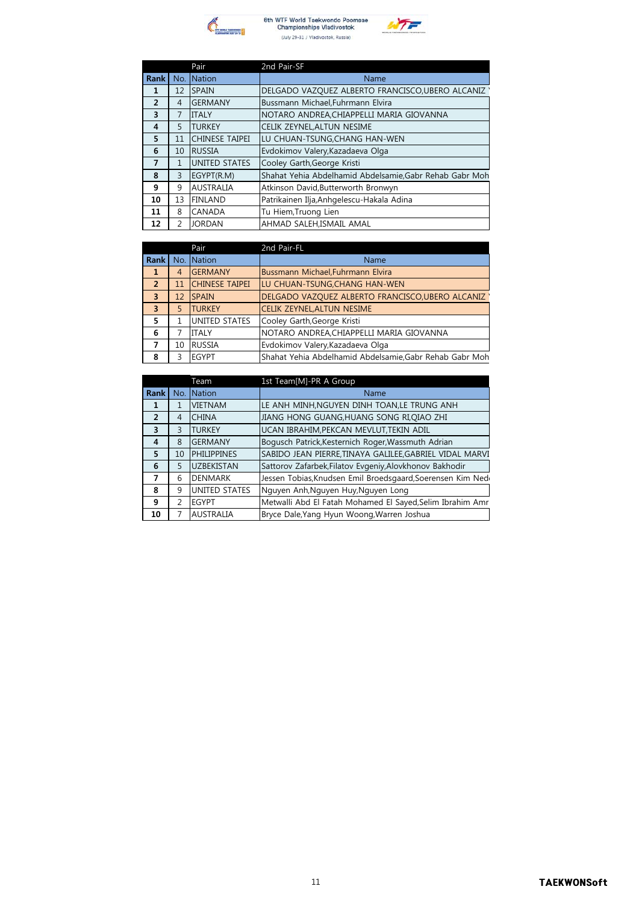| | | Pair | 2nd Pair-SF |
|---|---|---|---|
| **Rank** | No. | Nation | Name |
| **1** | 12 | SPAIN | DELGADO VAZQUEZ ALBERTO FRANCISCO,UBERO ALCANIZ ' |
| **2** | 4 | GERMANY | Bussmann Michael,Fuhrmann Elvira |
| **3** | 7 | ITALY | NOTARO ANDREA,CHIAPPELLI MARIA GIOVANNA |
| **4** | 5 | TURKEY | CELIK ZEYNEL,ALTUN NESIME |
| **5** | 11 | CHINESE TAIPEI | LU CHUAN-TSUNG,CHANG HAN-WEN |
| **6** | 10 | RUSSIA | Evdokimov Valery,Kazadaeva Olga |
| **7** | 1 | UNITED STATES | Cooley Garth,George Kristi |
| **8** | 3 | EGYPT(R.M) | Shahat Yehia Abdelhamid Abdelsamie,Gabr Rehab Gabr Moh |
| **9** | 9 | AUSTRALIA | Atkinson David,Butterworth Bronwyn |
| **10** | 13 | FINLAND | Patrikainen Ilja,Anhgelescu-Hakala Adina |
| **11** | 8 | CANADA | Tu Hiem,Truong Lien |
| **12** | 2 | JORDAN | AHMAD SALEH,ISMAIL AMAL |

| | | Pair | 2nd Pair-FL |
|---|---|---|---|
| **Rank** | No. | Nation | Name |
| **1** | 4 | GERMANY | Bussmann Michael,Fuhrmann Elvira |
| **2** | 11 | CHINESE TAIPEI | LU CHUAN-TSUNG,CHANG HAN-WEN |
| **3** | 12 | SPAIN | DELGADO VAZQUEZ ALBERTO FRANCISCO,UBERO ALCANIZ ' |
| **3** | 5 | TURKEY | CELIK ZEYNEL,ALTUN NESIME |
| **5** | 1 | UNITED STATES | Cooley Garth,George Kristi |
| **6** | 7 | ITALY | NOTARO ANDREA,CHIAPPELLI MARIA GIOVANNA |
| **7** | 10 | RUSSIA | Evdokimov Valery,Kazadaeva Olga |
| **8** | 3 | EGYPT | Shahat Yehia Abdelhamid Abdelsamie,Gabr Rehab Gabr Moh |

| | | Team | 1st Team[M]-PR A Group |
|---|---|---|---|
| **Rank** | No. | Nation | Name |
| **1** | 1 | VIETNAM | LE ANH MINH,NGUYEN DINH TOAN,LE TRUNG ANH |
| **2** | 4 | CHINA | JIANG HONG GUANG,HUANG SONG RI,QIAO ZHI |
| **3** | 3 | TURKEY | UCAN IBRAHIM,PEKCAN MEVLUT,TEKIN ADIL |
| **4** | 8 | GERMANY | Bogusch Patrick,Kesternich Roger,Wassmuth Adrian |
| **5** | 10 | PHILIPPINES | SABIDO JEAN PIERRE,TINAYA GALILEE,GABRIEL VIDAL MARVI |
| **6** | 5 | UZBEKISTAN | Sattorov Zafarbek,Filatov Evgeniy,Alovkhonov Bakhodir |
| **7** | 6 | DENMARK | Jessen Tobias,Knudsen Emil Broedsgaard,Soerensen Kim Ned |
| **8** | 9 | UNITED STATES | Nguyen Anh,Nguyen Huy,Nguyen Long |
| **9** | 2 | EGYPT | Metwalli Abd El Fatah Mohamed El Sayed,Selim Ibrahim Amr |
| **10** | 7 | AUSTRALIA | Bryce Dale,Yang Hyun Woong,Warren Joshua |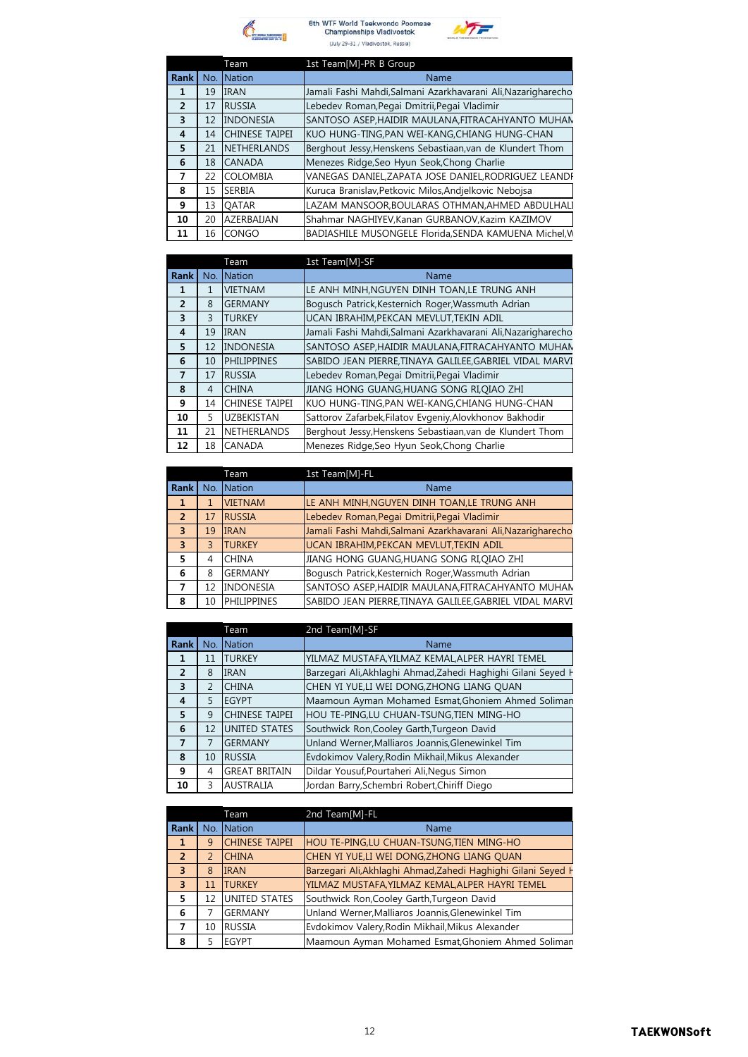6th WTF World Taekwondo Poomsae Championships Vladivostok

(July 29-31 / Vladivostok, Russia)

| | | Team | 1st Team[M]-PR B Group |
|---|---|---|---|
| **Rank** | No. | Nation | Name |
| **1** | 19 | IRAN | Jamali Fashi Mahdi,Salmani Azarkhavarani Ali,Nazagharecho |
| **2** | 17 | RUSSIA | Lebedev Roman,Pegai Dmitrii,Pegai Vladimir |
| **3** | 12 | INDONESIA | SANTOSO ASEP,HAIDIR MAULANA,FITRACAHYANTO MUHAN |
| **4** | 14 | CHINESE TAIPEI | KUO HUNG-TING,PAN WEI-KANG,CHIANG HUNG-CHAN |
| **5** | 21 | NETHERLANDS | Berghout Jessy,Henskens Sebastiaan,van de Klundert Thom |
| **6** | 18 | CANADA | Menezes Ridge,Seo Hyun Seok,Chong Charlie |
| **7** | 22 | COLOMBIA | VANEGAS DANIEL,ZAPATA JOSE DANIEL,RODRIGUEZ LEANDI |
| **8** | 15 | SERBIA | Kuruca Branislav,Petkovic Milos,Andjelkovic Nebojsa |
| **9** | 13 | QATAR | LAZAM MANSOOR,BOULARAS OTHMAN,AHMED ABDULHALI |
| **10** | 20 | AZERBAIJAN | Shahmar NAGHIYEV,Kanan GURBANOV,Kazim KAZIMOV |
| **11** | 16 | CONGO | BADIASHILE MUSONGELE Florida,SENDA KAMUENA Michel,W |

| | | Team | 1st Team[M]-SF |
|---|---|---|---|
| **Rank** | No. | Nation | Name |
| **1** | 1 | VIETNAM | LE ANH MINH,NGUYEN DINH TOAN,LE TRUNG ANH |
| **2** | 8 | GERMANY | Bogusch Patrick,Kesternich Roger,Wassmuth Adrian |
| **3** | 3 | TURKEY | UCAN IBRAHIM,PEKCAN MEVLUT,TEKIN ADIL |
| **4** | 19 | IRAN | Jamali Fashi Mahdi,Salmani Azarkhavarani Ali,Nazagharecho |
| **5** | 12 | INDONESIA | SANTOSO ASEP,HAIDIR MAULANA,FITRACAHYANTO MUHAN |
| **6** | 10 | PHILIPPINES | SABIDO JEAN PIERRE,TINAYA GALILEE,GABRIEL VIDAL MARVI |
| **7** | 17 | RUSSIA | Lebedev Roman,Pegai Dmitrii,Pegai Vladimir |
| **8** | 4 | CHINA | JIANG HONG GUANG,HUANG SONG RI,QIAO ZHI |
| **9** | 14 | CHINESE TAIPEI | KUO HUNG-TING,PAN WEI-KANG,CHIANG HUNG-CHAN |
| **10** | 5 | UZBEKISTAN | Sattorov Zafarbek,Filatov Evgeniy,Alovkhonov Bakhodir |
| **11** | 21 | NETHERLANDS | Berghout Jessy,Henskens Sebastiaan,van de Klundert Thom |
| **12** | 18 | CANADA | Menezes Ridge,Seo Hyun Seok,Chong Charlie |

| | | Team | 1st Team[M]-FL |
|---|---|---|---|
| **Rank** | No. | Nation | Name |
| **1** | 1 | VIETNAM | LE ANH MINH,NGUYEN DINH TOAN,LE TRUNG ANH |
| **2** | 17 | RUSSIA | Lebedev Roman,Pegai Dmitrii,Pegai Vladimir |
| **3** | 19 | IRAN | Jamali Fashi Mahdi,Salmani Azarkhavarani Ali,Nazagharecho |
| **3** | 3 | TURKEY | UCAN IBRAHIM,PEKCAN MEVLUT,TEKIN ADIL |
| **5** | 4 | CHINA | JIANG HONG GUANG,HUANG SONG RI,QIAO ZHI |
| **6** | 8 | GERMANY | Bogusch Patrick,Kesternich Roger,Wassmuth Adrian |
| **7** | 12 | INDONESIA | SANTOSO ASEP,HAIDIR MAULANA,FITRACAHYANTO MUHAN |
| **8** | 10 | PHILIPPINES | SABIDO JEAN PIERRE,TINAYA GALILEE,GABRIEL VIDAL MARVI |

| | | Team | 2nd Team[M]-SF |
|---|---|---|---|
| **Rank** | No. | Nation | Name |
| **1** | 11 | TURKEY | YILMAZ MUSTAFA,YILMAZ KEMAL,ALPER HAYRI TEMEL |
| **2** | 8 | IRAN | Barzegari Ali,Akhlaghi Ahmad,Zahedi Haghighi Gilani Seyed H |
| **3** | 2 | CHINA | CHEN YI YUE,LI WEI DONG,ZHONG LIANG QUAN |
| **4** | 5 | EGYPT | Maamoun Ayman Mohamed Esmat,Ghoniem Ahmed Soliman |
| **5** | 9 | CHINESE TAIPEI | HOU TE-PING,LU CHUAN-TSUNG,TIEN MING-HO |
| **6** | 12 | UNITED STATES | Southwick Ron,Cooley Garth,Turgeon David |
| **7** | 7 | GERMANY | Unland Werner,Malliaros Joannis,Glenewinkel Tim |
| **8** | 10 | RUSSIA | Evdokimov Valery,Rodin Mikhail,Mikus Alexander |
| **9** | 4 | GREAT BRITAIN | Dildar Yousuf,Pourtaheri Ali,Negus Simon |
| **10** | 3 | AUSTRALIA | Jordan Barry,Schembri Robert,Chiriff Diego |

| | | Team | 2nd Team[M]-FL |
|---|---|---|---|
| **Rank** | No. | Nation | Name |
| **1** | 9 | CHINESE TAIPEI | HOU TE-PING,LU CHUAN-TSUNG,TIEN MING-HO |
| **2** | 2 | CHINA | CHEN YI YUE,LI WEI DONG,ZHONG LIANG QUAN |
| **3** | 8 | IRAN | Barzegari Ali,Akhlaghi Ahmad,Zahedi Haghighi Gilani Seyed H |
| **3** | 11 | TURKEY | YILMAZ MUSTAFA,YILMAZ KEMAL,ALPER HAYRI TEMEL |
| **5** | 12 | UNITED STATES | Southwick Ron,Cooley Garth,Turgeon David |
| **6** | 7 | GERMANY | Unland Werner,Malliaros Joannis,Glenewinkel Tim |
| **7** | 10 | RUSSIA | Evdokimov Valery,Rodin Mikhail,Mikus Alexander |
| **8** | 5 | EGYPT | Maamoun Ayman Mohamed Esmat,Ghoniem Ahmed Soliman |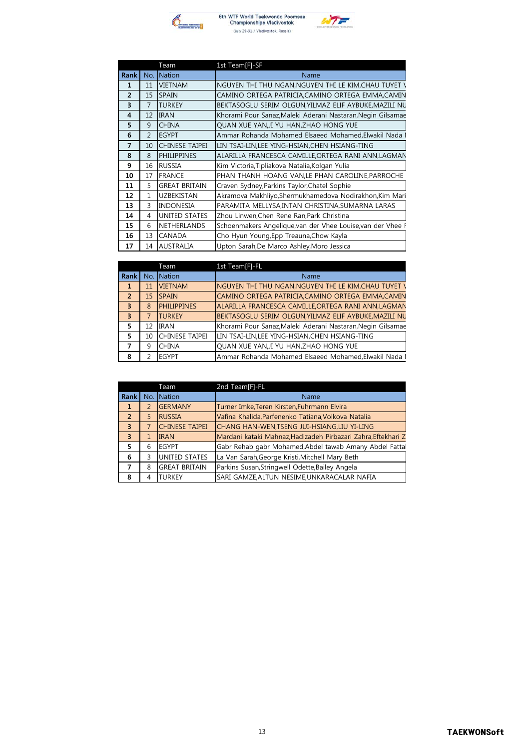| | | Team | 1st Team[F]-SF |
|---|---|---|---|
| **Rank** | No. | Nation | Name |
| **1** | 11 | VIETNAM | NGUYEN THI THU NGAN,NGUYEN THI LE KIM,CHAU TUYET V |
| **2** | 15 | SPAIN | CAMINO ORTEGA PATRICIA,CAMINO ORTEGA EMMA,CAMIN |
| **3** | 7 | TURKEY | BEKTASOGLU SERIM OLGUN,YILMAZ ELIF AYBUKE,MAZILI NU |
| **4** | 12 | IRAN | Khorami Pour Sanaz,Maleki Aderani Nastaran,Negin Gilsamae |
| **5** | 9 | CHINA | QUAN XUE YAN,JI YU HAN,ZHAO HONG YUE |
| **6** | 2 | EGYPT | Ammar Rohanda Mohamed Elsaeed Mohamed,Elwakil Nada I |
| **7** | 10 | CHINESE TAIPEI | LIN TSAI-LIN,LEE YING-HSIAN,CHEN HSIANG-TING |
| **8** | 8 | PHILIPPINES | ALARILLA FRANCESCA CAMILLE,ORTEGA RANI ANN,LAGMAN |
| **9** | 16 | RUSSIA | Kim Victoria,Tipliakova Natalia,Kolgan Yulia |
| **10** | 17 | FRANCE | PHAN THANH HOANG VAN,LE PHAN CAROLINE,PARROCHE |
| **11** | 5 | GREAT BRITAIN | Craven Sydney,Parkins Taylor,Chatel Sophie |
| **12** | 1 | UZBEKISTAN | Akramova Makhliyo,Shermukhamedova Nodirakhon,Kim Mari |
| **13** | 3 | INDONESIA | PARAMITA MELLYSA,INTAN CHRISTINA,SUMARNA LARAS |
| **14** | 4 | UNITED STATES | Zhou Linwen,Chen Rene Ran,Park Christina |
| **15** | 6 | NETHERLANDS | Schoenmakers Angelique,van der Vhee Louise,van der Vhee F |
| **16** | 13 | CANADA | Cho Hyun Young,Epp Treauna,Chow Kayla |
| **17** | 14 | AUSTRALIA | Upton Sarah,De Marco Ashley,Moro Jessica |

| | | Team | 1st Team[F]-FL |
|---|---|---|---|
| **Rank** | No. | Nation | Name |
| **1** | 11 | VIETNAM | NGUYEN THI THU NGAN,NGUYEN THI LE KIM,CHAU TUYET V |
| **2** | 15 | SPAIN | CAMINO ORTEGA PATRICIA,CAMINO ORTEGA EMMA,CAMIN |
| **3** | 8 | PHILIPPINES | ALARILLA FRANCESCA CAMILLE,ORTEGA RANI ANN,LAGMAN |
| **3** | 7 | TURKEY | BEKTASOGLU SERIM OLGUN,YILMAZ ELIF AYBUKE,MAZILI NU |
| **5** | 12 | IRAN | Khorami Pour Sanaz,Maleki Aderani Nastaran,Negin Gilsamae |
| **5** | 10 | CHINESE TAIPEI | LIN TSAI-LIN,LEE YING-HSIAN,CHEN HSIANG-TING |
| **7** | 9 | CHINA | QUAN XUE YAN,JI YU HAN,ZHAO HONG YUE |
| **8** | 2 | EGYPT | Ammar Rohanda Mohamed Elsaeed Mohamed,Elwakil Nada I |

| | | Team | 2nd Team[F]-FL |
|---|---|---|---|
| **Rank** | No. | Nation | Name |
| **1** | 2 | GERMANY | Turner Imke,Teren Kirsten,Fuhrmann Elvira |
| **2** | 5 | RUSSIA | Vafina Khalida,Parfenenko Tatiana,Volkova Natalia |
| **3** | 7 | CHINESE TAIPEI | CHANG HAN-WEN,TSENG JUI-HSIANG,LIU YI-LING |
| **3** | 1 | IRAN | Mardani kataki Mahnaz,Hadizadeh Pirbazari Zahra,Eftekhari Z |
| **5** | 6 | EGYPT | Gabr Rehab gabr Mohamed,Abdel tawab Amany Abdel Fattal |
| **6** | 3 | UNITED STATES | La Van Sarah,George Kristi,Mitchell Mary Beth |
| **7** | 8 | GREAT BRITAIN | Parkins Susan,Stringwell Odette,Bailey Angela |
| **8** | 4 | TURKEY | SARI GAMZE,ALTUN NESIME,UNKARACALAR NAFIA |